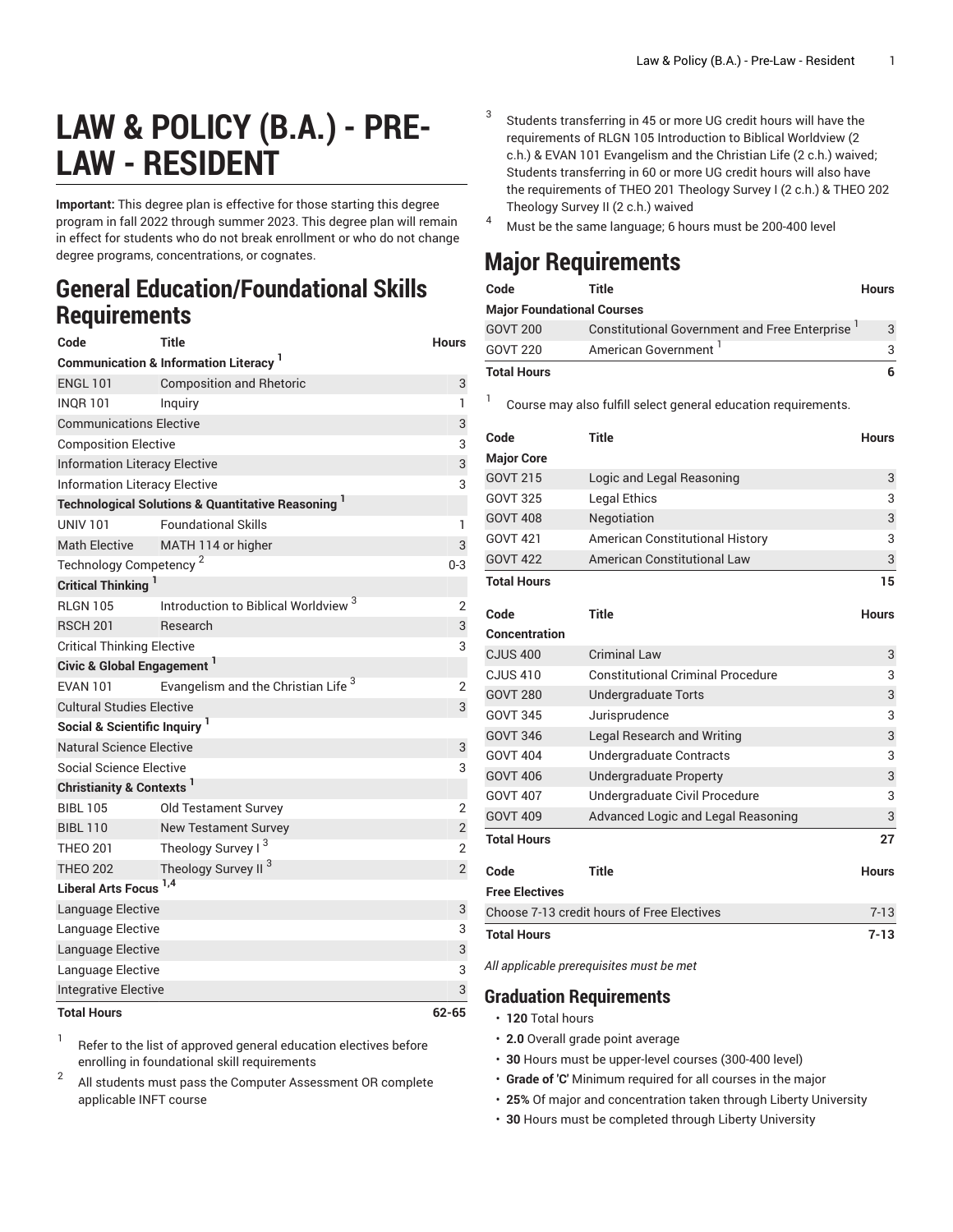# LAW & POLICY (B.A.) - PRE-LAW - RESIDENT

**Important:** This degree plan is effective for those starting this degree program in fall 2022 through summer 2023. This degree plan will remain in effect for students who do not break enrollment or who do not change degree programs, concentrations, or cognates.

## General Education/Foundational Skills Requirements

| Code | Title | Hours |
|---|---|---|
| **Communication & Information Literacy** [1] | | |
| ENGL 101 | Composition and Rhetoric | 3 |
| INQR 101 | Inquiry | 1 |
| Communications Elective | | 3 |
| Composition Elective | | 3 |
| Information Literacy Elective | | 3 |
| Information Literacy Elective | | 3 |
| **Technological Solutions & Quantitative Reasoning** [1] | | |
| UNIV 101 | Foundational Skills | 1 |
| Math Elective | MATH 114 or higher | 3 |
| Technology Competency [2] | | 0-3 |
| **Critical Thinking** [1] | | |
| RLGN 105 | Introduction to Biblical Worldview [3] | 2 |
| RSCH 201 | Research | 3 |
| Critical Thinking Elective | | 3 |
| **Civic & Global Engagement** [1] | | |
| EVAN 101 | Evangelism and the Christian Life [3] | 2 |
| Cultural Studies Elective | | 3 |
| **Social & Scientific Inquiry** [1] | | |
| Natural Science Elective | | 3 |
| Social Science Elective | | 3 |
| **Christianity & Contexts** [1] | | |
| BIBL 105 | Old Testament Survey | 2 |
| BIBL 110 | New Testament Survey | 2 |
| THEO 201 | Theology Survey I [3] | 2 |
| THEO 202 | Theology Survey II [3] | 2 |
| **Liberal Arts Focus** [1,4] | | |
| Language Elective | | 3 |
| Language Elective | | 3 |
| Language Elective | | 3 |
| Language Elective | | 3 |
| Integrative Elective | | 3 |
| **Total Hours** | | **62-65** |

1. Refer to the list of approved general education electives before enrolling in foundational skill requirements
2. All students must pass the Computer Assessment OR complete applicable INFT course
3. Students transferring in 45 or more UG credit hours will have the requirements of RLGN 105 Introduction to Biblical Worldview (2 c.h.) & EVAN 101 Evangelism and the Christian Life (2 c.h.) waived; Students transferring in 60 or more UG credit hours will also have the requirements of THEO 201 Theology Survey I (2 c.h.) & THEO 202 Theology Survey II (2 c.h.) waived
4. Must be the same language; 6 hours must be 200-400 level

## Major Requirements

| Code | Title | Hours |
|---|---|---|
| **Major Foundational Courses** | | |
| GOVT 200 | Constitutional Government and Free Enterprise [1] | 3 |
| GOVT 220 | American Government [1] | 3 |
| **Total Hours** | | **6** |

1. Course may also fulfill select general education requirements.

| Code | Title | Hours |
|---|---|---|
| **Major Core** | | |
| GOVT 215 | Logic and Legal Reasoning | 3 |
| GOVT 325 | Legal Ethics | 3 |
| GOVT 408 | Negotiation | 3 |
| GOVT 421 | American Constitutional History | 3 |
| GOVT 422 | American Constitutional Law | 3 |
| **Total Hours** | | **15** |

| Code | Title | Hours |
|---|---|---|
| **Concentration** | | |
| CJUS 400 | Criminal Law | 3 |
| CJUS 410 | Constitutional Criminal Procedure | 3 |
| GOVT 280 | Undergraduate Torts | 3 |
| GOVT 345 | Jurisprudence | 3 |
| GOVT 346 | Legal Research and Writing | 3 |
| GOVT 404 | Undergraduate Contracts | 3 |
| GOVT 406 | Undergraduate Property | 3 |
| GOVT 407 | Undergraduate Civil Procedure | 3 |
| GOVT 409 | Advanced Logic and Legal Reasoning | 3 |
| **Total Hours** | | **27** |

| Code | Title | Hours |
|---|---|---|
| **Free Electives** | | |
| Choose 7-13 credit hours of Free Electives | | 7-13 |
| **Total Hours** | | **7-13** |

*All applicable prerequisites must be met*

### Graduation Requirements

- **120** Total hours
- **2.0** Overall grade point average
- **30** Hours must be upper-level courses (300-400 level)
- **Grade of 'C'** Minimum required for all courses in the major
- **25%** Of major and concentration taken through Liberty University
- **30** Hours must be completed through Liberty University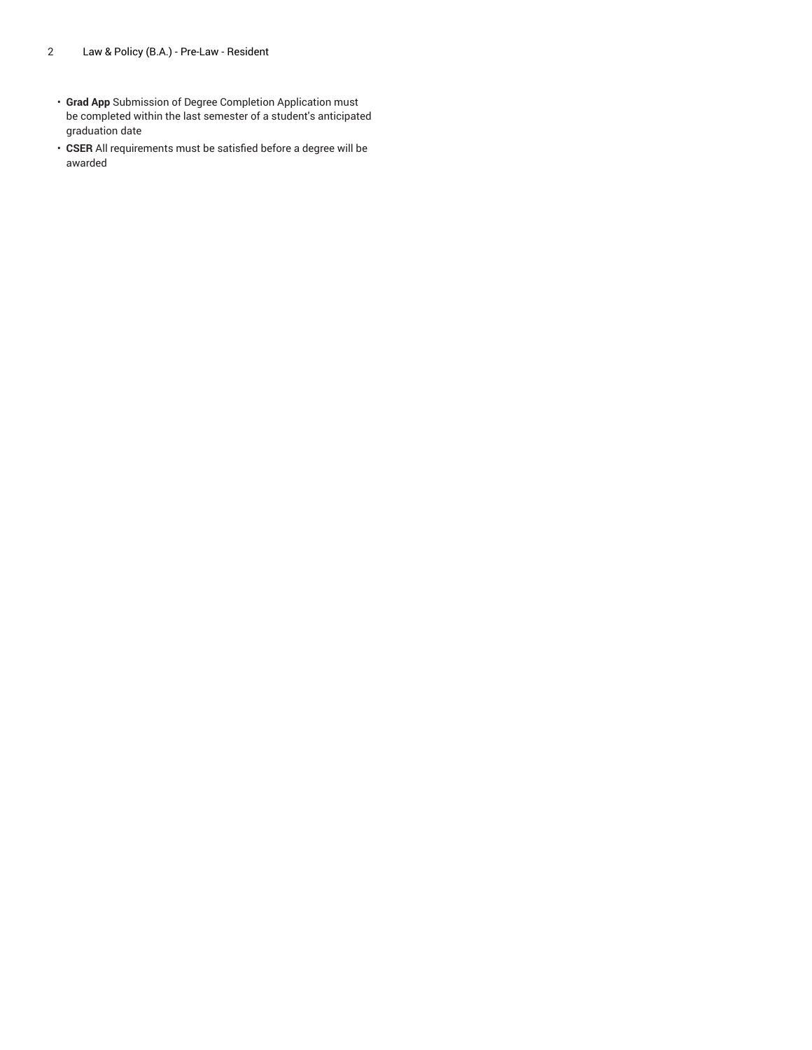- **Grad App** Submission of Degree Completion Application must be completed within the last semester of a student's anticipated graduation date
- **CSER** All requirements must be satisfied before a degree will be awarded